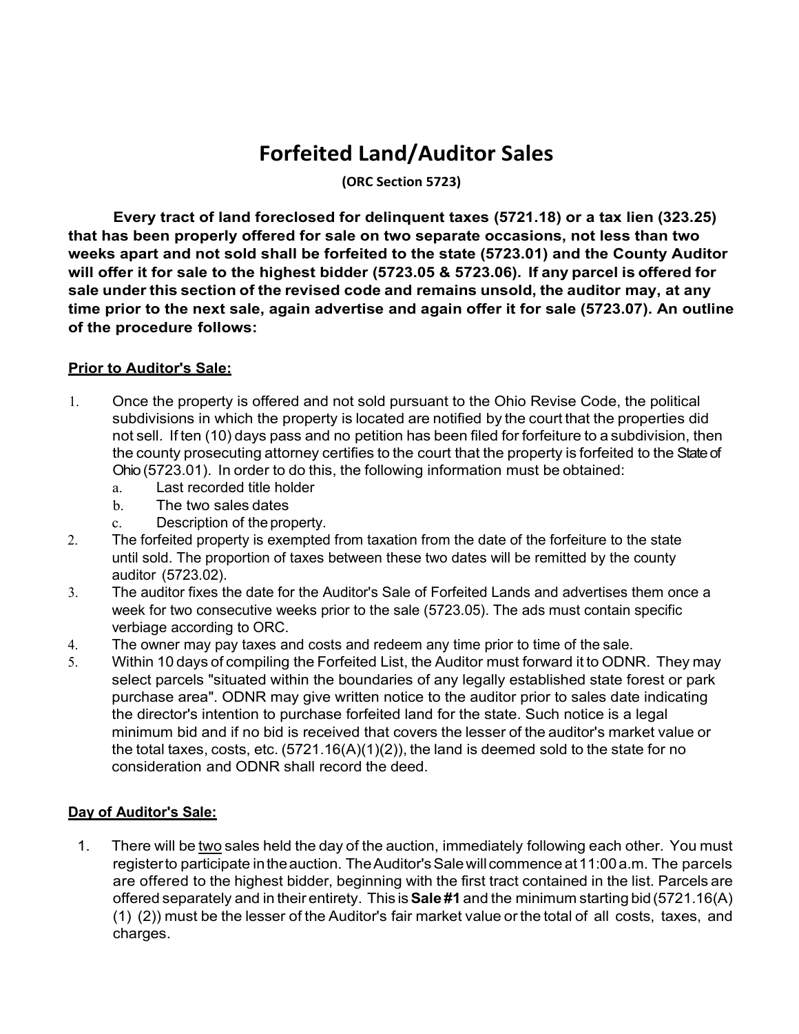# Forfeited Land/Auditor Sales

**(ORC Section 5723)**

**Every tract of land foreclosed for delinquent taxes (5721.18) or a tax lien (323.25) that has been properly offered for sale on two separate occasions, not less than two weeks apart and not sold shall be forfeited to the state (5723.01) and the County Auditor will offer it for sale to the highest bidder (5723.05 & 5723.06). If any parcel is offered for sale under this section of the revised code and remains unsold, the auditor may, at any time prior to the next sale, again advertise and again offer it for sale (5723.07). An outline of the procedure follows:**

## Prior to Auditor's Sale:

1. Once the property is offered and not sold pursuant to the Ohio Revise Code, the political subdivisions in which the property is located are notified by the court that the properties did not sell. If ten (10) days pass and no petition has been filed for forfeiture to a subdivision, then the county prosecuting attorney certifies to the court that the property is forfeited to the State of Ohio (5723.01). In order to do this, the following information must be obtained:
   a. Last recorded title holder
   b. The two sales dates
   c. Description of the property.
2. The forfeited property is exempted from taxation from the date of the forfeiture to the state until sold. The proportion of taxes between these two dates will be remitted by the county auditor (5723.02).
3. The auditor fixes the date for the Auditor's Sale of Forfeited Lands and advertises them once a week for two consecutive weeks prior to the sale (5723.05). The ads must contain specific verbiage according to ORC.
4. The owner may pay taxes and costs and redeem any time prior to time of the sale.
5. Within 10 days of compiling the Forfeited List, the Auditor must forward it to ODNR. They may select parcels "situated within the boundaries of any legally established state forest or park purchase area". ODNR may give written notice to the auditor prior to sales date indicating the director's intention to purchase forfeited land for the state. Such notice is a legal minimum bid and if no bid is received that covers the lesser of the auditor's market value or the total taxes, costs, etc. (5721.16(A)(1)(2)), the land is deemed sold to the state for no consideration and ODNR shall record the deed.

## Day of Auditor's Sale:

1. There will be <u>two</u> sales held the day of the auction, immediately following each other. You must register to participate in the auction. The Auditor's Sale will commence at 11:00 a.m. The parcels are offered to the highest bidder, beginning with the first tract contained in the list. Parcels are offered separately and in their entirety. This is **Sale #1** and the minimum starting bid (5721.16(A)(1) (2)) must be the lesser of the Auditor's fair market value or the total of all costs, taxes, and charges.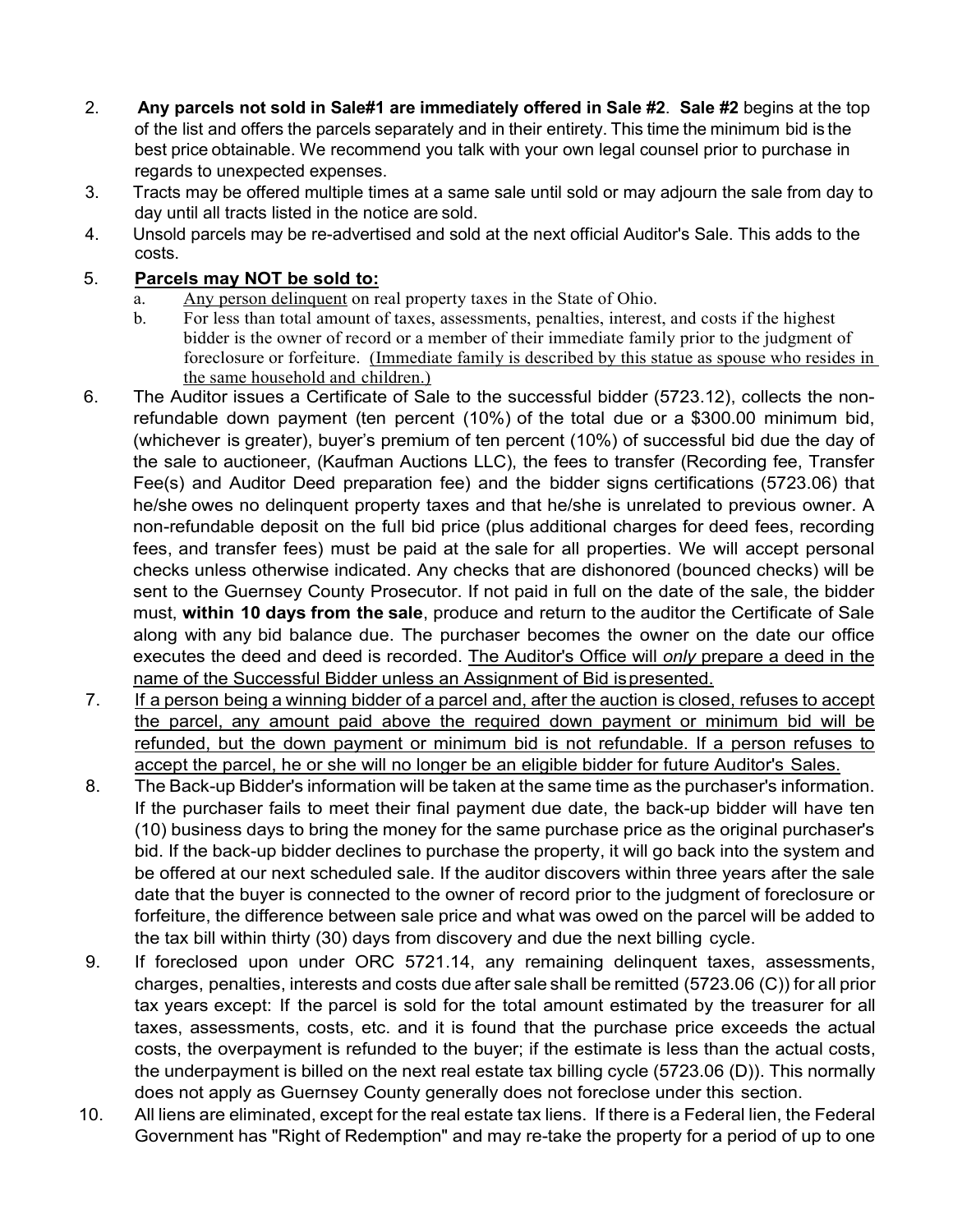2. **Any parcels not sold in Sale#1 are immediately offered in Sale #2**. **Sale #2** begins at the top of the list and offers the parcels separately and in their entirety. This time the minimum bid is the best price obtainable. We recommend you talk with your own legal counsel prior to purchase in regards to unexpected expenses.
3. Tracts may be offered multiple times at a same sale until sold or may adjourn the sale from day to day until all tracts listed in the notice are sold.
4. Unsold parcels may be re-advertised and sold at the next official Auditor's Sale. This adds to the costs.
5. **<u>Parcels may NOT be sold to:</u>**
   a. <u>Any person delinquent</u> on real property taxes in the State of Ohio.
   b. For less than total amount of taxes, assessments, penalties, interest, and costs if the highest bidder is the owner of record or a member of their immediate family prior to the judgment of foreclosure or forfeiture. <u>(Immediate family is described by this statue as spouse who resides in the same household and children.)</u>
6. The Auditor issues a Certificate of Sale to the successful bidder (5723.12), collects the non-refundable down payment (ten percent (10%) of the total due or a $300.00 minimum bid, (whichever is greater), buyer's premium of ten percent (10%) of successful bid due the day of the sale to auctioneer, (Kaufman Auctions LLC), the fees to transfer (Recording fee, Transfer Fee(s) and Auditor Deed preparation fee) and the bidder signs certifications (5723.06) that he/she owes no delinquent property taxes and that he/she is unrelated to previous owner. A non-refundable deposit on the full bid price (plus additional charges for deed fees, recording fees, and transfer fees) must be paid at the sale for all properties. We will accept personal checks unless otherwise indicated. Any checks that are dishonored (bounced checks) will be sent to the Guernsey County Prosecutor. If not paid in full on the date of the sale, the bidder must, **within 10 days from the sale**, produce and return to the auditor the Certificate of Sale along with any bid balance due. The purchaser becomes the owner on the date our office executes the deed and deed is recorded. <u>The Auditor's Office will *only* prepare a deed in the name of the Successful Bidder unless an Assignment of Bid is presented.</u>
7. <u>If a person being a winning bidder of a parcel and, after the auction is closed, refuses to accept the parcel, any amount paid above the required down payment or minimum bid will be refunded, but the down payment or minimum bid is not refundable. If a person refuses to accept the parcel, he or she will no longer be an eligible bidder for future Auditor's Sales.</u>
8. The Back-up Bidder's information will be taken at the same time as the purchaser's information. If the purchaser fails to meet their final payment due date, the back-up bidder will have ten (10) business days to bring the money for the same purchase price as the original purchaser's bid. If the back-up bidder declines to purchase the property, it will go back into the system and be offered at our next scheduled sale. If the auditor discovers within three years after the sale date that the buyer is connected to the owner of record prior to the judgment of foreclosure or forfeiture, the difference between sale price and what was owed on the parcel will be added to the tax bill within thirty (30) days from discovery and due the next billing cycle.
9. If foreclosed upon under ORC 5721.14, any remaining delinquent taxes, assessments, charges, penalties, interests and costs due after sale shall be remitted (5723.06 (C)) for all prior tax years except: If the parcel is sold for the total amount estimated by the treasurer for all taxes, assessments, costs, etc. and it is found that the purchase price exceeds the actual costs, the overpayment is refunded to the buyer; if the estimate is less than the actual costs, the underpayment is billed on the next real estate tax billing cycle (5723.06 (D)). This normally does not apply as Guernsey County generally does not foreclose under this section.
10. All liens are eliminated, except for the real estate tax liens. If there is a Federal lien, the Federal Government has "Right of Redemption" and may re-take the property for a period of up to one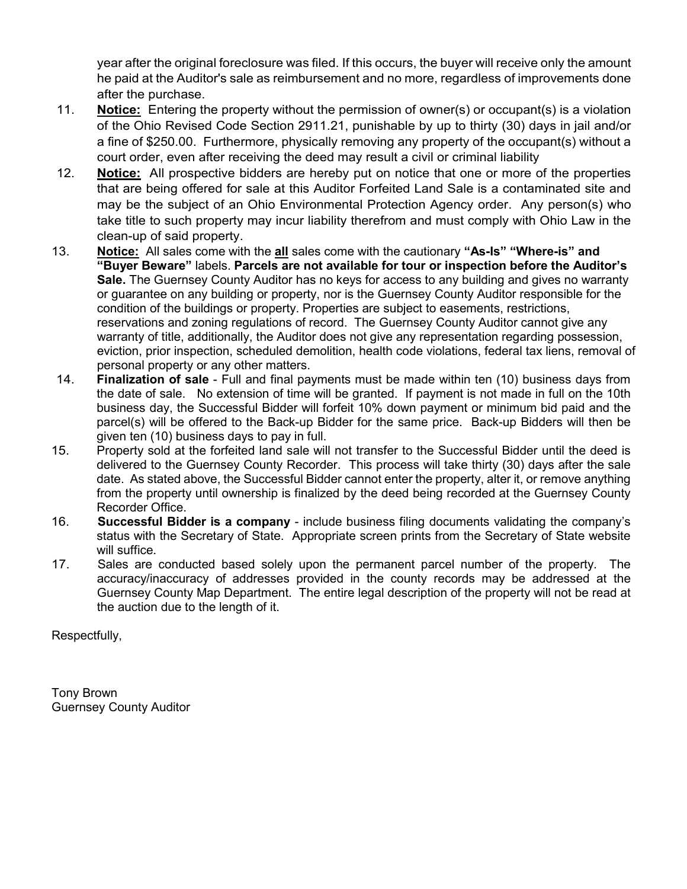year after the original foreclosure was filed. If this occurs, the buyer will receive only the amount he paid at the Auditor's sale as reimbursement and no more, regardless of improvements done after the purchase.

11. **Notice:** Entering the property without the permission of owner(s) or occupant(s) is a violation of the Ohio Revised Code Section 2911.21, punishable by up to thirty (30) days in jail and/or a fine of $250.00. Furthermore, physically removing any property of the occupant(s) without a court order, even after receiving the deed may result a civil or criminal liability
12. **Notice:** All prospective bidders are hereby put on notice that one or more of the properties that are being offered for sale at this Auditor Forfeited Land Sale is a contaminated site and may be the subject of an Ohio Environmental Protection Agency order. Any person(s) who take title to such property may incur liability therefrom and must comply with Ohio Law in the clean-up of said property.
13. **Notice:** All sales come with the **all** sales come with the cautionary **"As-Is" "Where-is" and "Buyer Beware"** labels. **Parcels are not available for tour or inspection before the Auditor's Sale.** The Guernsey County Auditor has no keys for access to any building and gives no warranty or guarantee on any building or property, nor is the Guernsey County Auditor responsible for the condition of the buildings or property. Properties are subject to easements, restrictions, reservations and zoning regulations of record. The Guernsey County Auditor cannot give any warranty of title, additionally, the Auditor does not give any representation regarding possession, eviction, prior inspection, scheduled demolition, health code violations, federal tax liens, removal of personal property or any other matters.
14. **Finalization of sale** - Full and final payments must be made within ten (10) business days from the date of sale. No extension of time will be granted. If payment is not made in full on the 10th business day, the Successful Bidder will forfeit 10% down payment or minimum bid paid and the parcel(s) will be offered to the Back-up Bidder for the same price. Back-up Bidders will then be given ten (10) business days to pay in full.
15. Property sold at the forfeited land sale will not transfer to the Successful Bidder until the deed is delivered to the Guernsey County Recorder. This process will take thirty (30) days after the sale date. As stated above, the Successful Bidder cannot enter the property, alter it, or remove anything from the property until ownership is finalized by the deed being recorded at the Guernsey County Recorder Office.
16. **Successful Bidder is a company** - include business filing documents validating the company's status with the Secretary of State. Appropriate screen prints from the Secretary of State website will suffice.
17. Sales are conducted based solely upon the permanent parcel number of the property. The accuracy/inaccuracy of addresses provided in the county records may be addressed at the Guernsey County Map Department. The entire legal description of the property will not be read at the auction due to the length of it.

Respectfully,

Tony Brown
Guernsey County Auditor